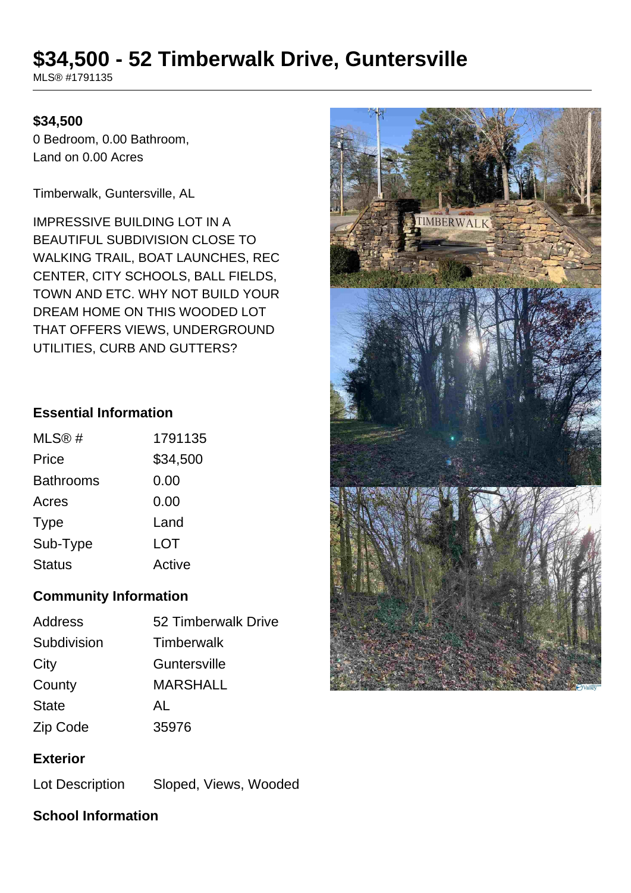# $34,500 - 52 Timberwalk Drive, Guntersville

MLS® #1791135

**$34,500**

0 Bedroom, 0.00 Bathroom,
Land on 0.00 Acres

Timberwalk, Guntersville, AL

IMPRESSIVE BUILDING LOT IN A BEAUTIFUL SUBDIVISION CLOSE TO WALKING TRAIL, BOAT LAUNCHES, REC CENTER, CITY SCHOOLS, BALL FIELDS, TOWN AND ETC. WHY NOT BUILD YOUR DREAM HOME ON THIS WOODED LOT THAT OFFERS VIEWS, UNDERGROUND UTILITIES, CURB AND GUTTERS?

### Essential Information

| | |
|---|---|
| MLS® # | 1791135 |
| Price | $34,500 |
| Bathrooms | 0.00 |
| Acres | 0.00 |
| Type | Land |
| Sub-Type | LOT |
| Status | Active |

### Community Information

| | |
|---|---|
| Address | 52 Timberwalk Drive |
| Subdivision | Timberwalk |
| City | Guntersville |
| County | MARSHALL |
| State | AL |
| Zip Code | 35976 |

### Exterior

| | |
|---|---|
| Lot Description | Sloped, Views, Wooded |

### School Information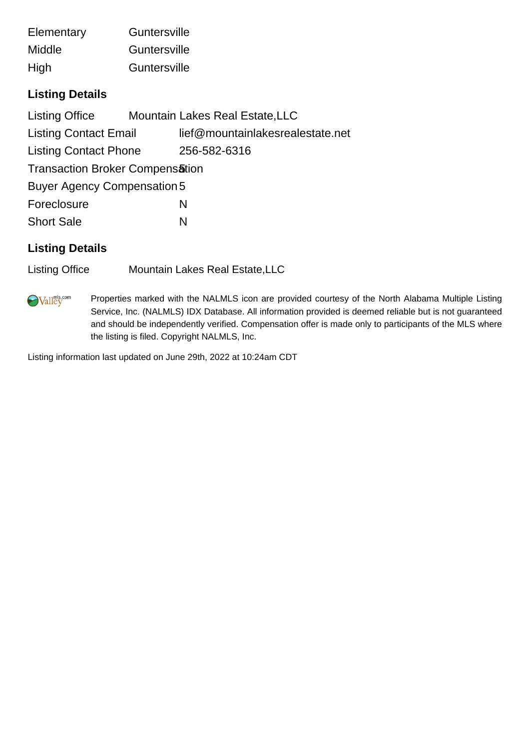| | |
|---|---|
| Elementary | Guntersville |
| Middle | Guntersville |
| High | Guntersville |

## Listing Details

| | |
|---|---|
| Listing Office | Mountain Lakes Real Estate,LLC |
| Listing Contact Email | lief@mountainlakesrealestate.net |
| Listing Contact Phone | 256-582-6316 |
| Transaction Broker Compensation | 5 |
| Buyer Agency Compensation | 5 |
| Foreclosure | N |
| Short Sale | N |

## Listing Details

| | |
|---|---|
| Listing Office | Mountain Lakes Real Estate,LLC |

Properties marked with the NALMLS icon are provided courtesy of the North Alabama Multiple Listing Service, Inc. (NALMLS) IDX Database. All information provided is deemed reliable but is not guaranteed and should be independently verified. Compensation offer is made only to participants of the MLS where the listing is filed. Copyright NALMLS, Inc.

Listing information last updated on June 29th, 2022 at 10:24am CDT